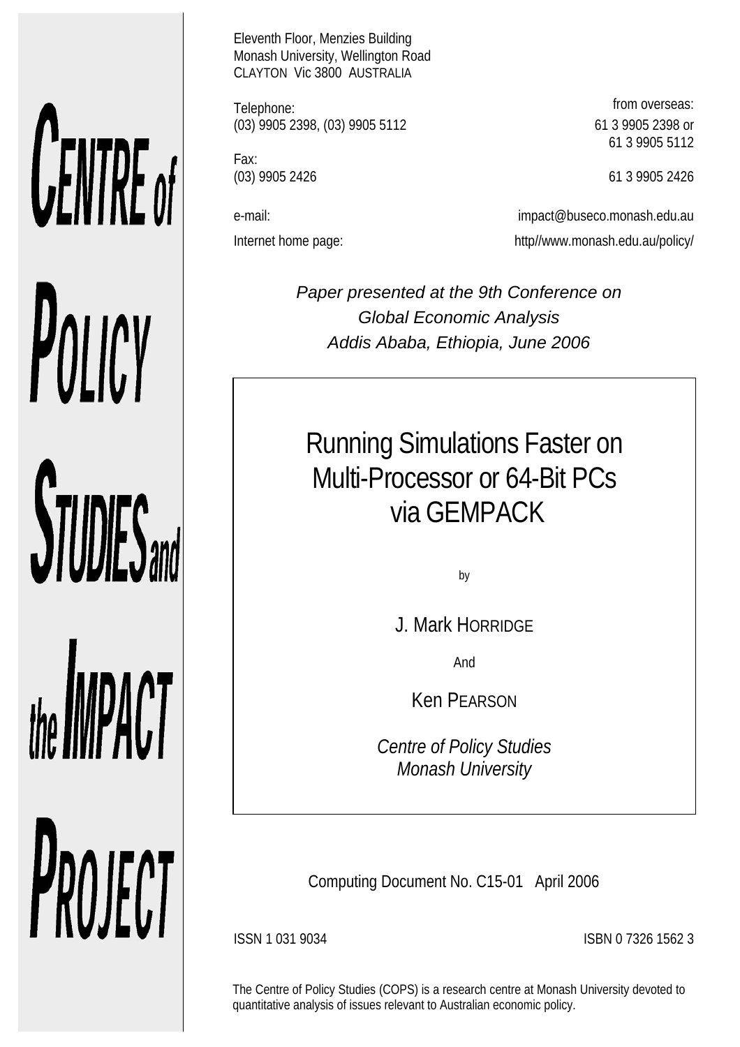CENTRE of POLICY STUDIES and the IMPACT PROJECT

Eleventh Floor, Menzies Building
Monash University, Wellington Road
CLAYTON Vic 3800 AUSTRALIA

| | | from overseas: |
|---|---|---|
| Telephone: | (03) 9905 2398, (03) 9905 5112 | 61 3 9905 2398 or 61 3 9905 5112 |
| Fax: | (03) 9905 2426 | 61 3 9905 2426 |
| e-mail: | | impact@buseco.monash.edu.au |
| Internet home page: | | http//www.monash.edu.au/policy/ |

*Paper presented at the 9th Conference on Global Economic Analysis Addis Ababa, Ethiopia, June 2006*

# Running Simulations Faster on Multi-Processor or 64-Bit PCs via GEMPACK

by

J. Mark HORRIDGE

And

Ken PEARSON

*Centre of Policy Studies*
*Monash University*

Computing Document No. C15-01 April 2006

ISSN 1 031 9034

ISBN 0 7326 1562 3

The Centre of Policy Studies (COPS) is a research centre at Monash University devoted to quantitative analysis of issues relevant to Australian economic policy.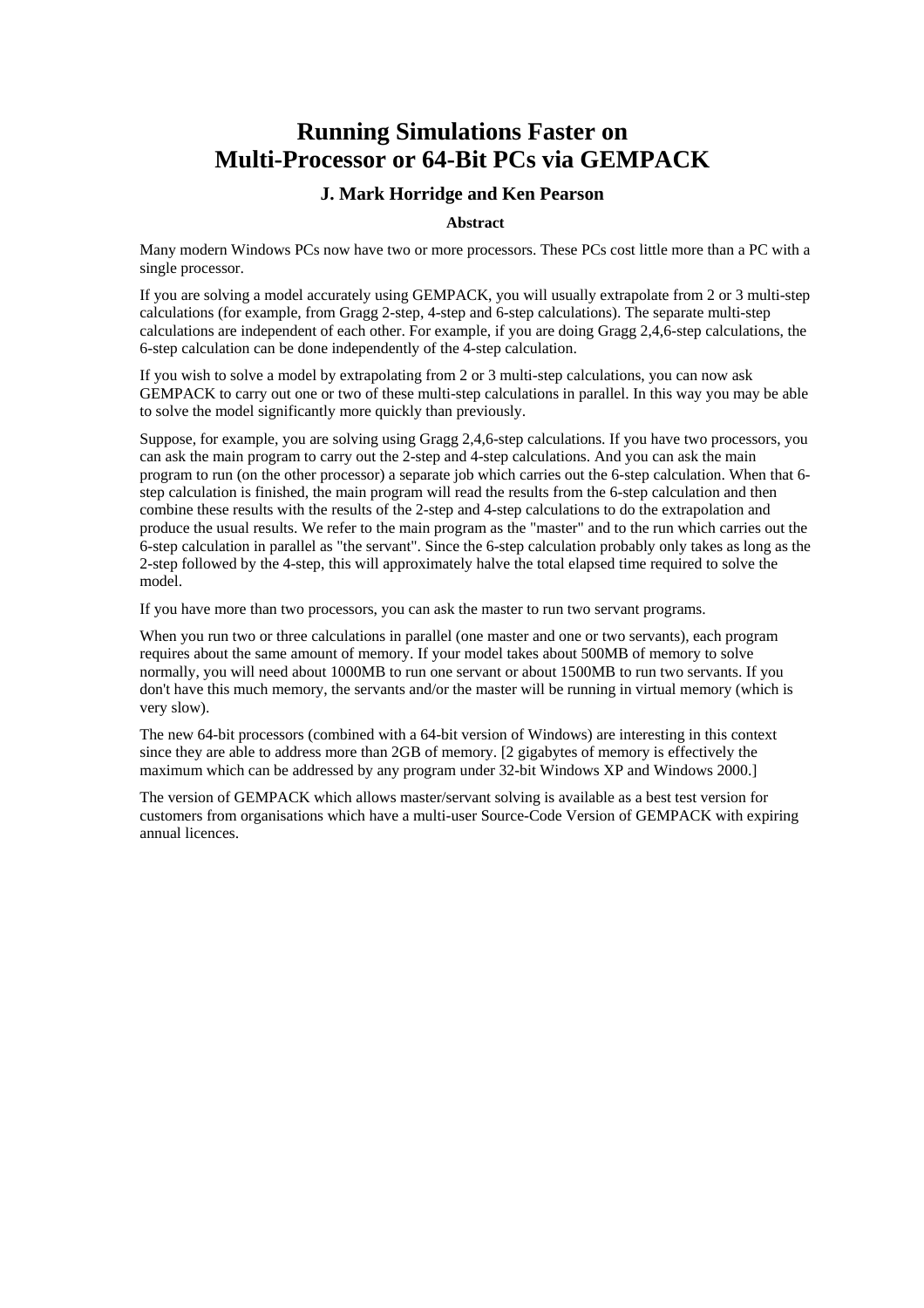# Running Simulations Faster on Multi-Processor or 64-Bit PCs via GEMPACK

### J. Mark Horridge and Ken Pearson

#### Abstract

Many modern Windows PCs now have two or more processors. These PCs cost little more than a PC with a single processor.

If you are solving a model accurately using GEMPACK, you will usually extrapolate from 2 or 3 multi-step calculations (for example, from Gragg 2-step, 4-step and 6-step calculations). The separate multi-step calculations are independent of each other. For example, if you are doing Gragg 2,4,6-step calculations, the 6-step calculation can be done independently of the 4-step calculation.

If you wish to solve a model by extrapolating from 2 or 3 multi-step calculations, you can now ask GEMPACK to carry out one or two of these multi-step calculations in parallel. In this way you may be able to solve the model significantly more quickly than previously.

Suppose, for example, you are solving using Gragg 2,4,6-step calculations. If you have two processors, you can ask the main program to carry out the 2-step and 4-step calculations. And you can ask the main program to run (on the other processor) a separate job which carries out the 6-step calculation. When that 6-step calculation is finished, the main program will read the results from the 6-step calculation and then combine these results with the results of the 2-step and 4-step calculations to do the extrapolation and produce the usual results. We refer to the main program as the "master" and to the run which carries out the 6-step calculation in parallel as "the servant". Since the 6-step calculation probably only takes as long as the 2-step followed by the 4-step, this will approximately halve the total elapsed time required to solve the model.

If you have more than two processors, you can ask the master to run two servant programs.

When you run two or three calculations in parallel (one master and one or two servants), each program requires about the same amount of memory. If your model takes about 500MB of memory to solve normally, you will need about 1000MB to run one servant or about 1500MB to run two servants. If you don't have this much memory, the servants and/or the master will be running in virtual memory (which is very slow).

The new 64-bit processors (combined with a 64-bit version of Windows) are interesting in this context since they are able to address more than 2GB of memory. [2 gigabytes of memory is effectively the maximum which can be addressed by any program under 32-bit Windows XP and Windows 2000.]

The version of GEMPACK which allows master/servant solving is available as a best test version for customers from organisations which have a multi-user Source-Code Version of GEMPACK with expiring annual licences.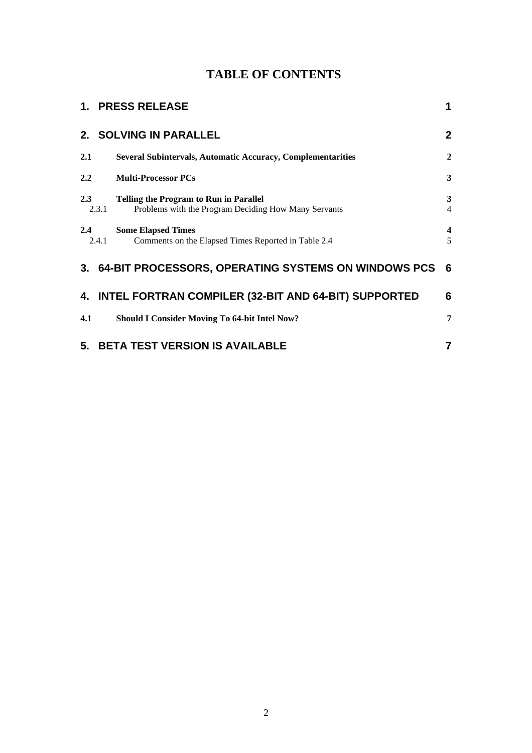# TABLE OF CONTENTS

| | | |
|---|---|---|
| **1.** | **PRESS RELEASE** | **1** |
| **2.** | **SOLVING IN PARALLEL** | **2** |
| **2.1** | **Several Subintervals, Automatic Accuracy, Complementarities** | **2** |
| **2.2** | **Multi-Processor PCs** | **3** |
| **2.3** | **Telling the Program to Run in Parallel** | **3** |
| 2.3.1 | Problems with the Program Deciding How Many Servants | 4 |
| **2.4** | **Some Elapsed Times** | **4** |
| 2.4.1 | Comments on the Elapsed Times Reported in Table 2.4 | 5 |
| **3.** | **64-BIT PROCESSORS, OPERATING SYSTEMS ON WINDOWS PCS** | **6** |
| **4.** | **INTEL FORTRAN COMPILER (32-BIT AND 64-BIT) SUPPORTED** | **6** |
| **4.1** | **Should I Consider Moving To 64-bit Intel Now?** | **7** |
| **5.** | **BETA TEST VERSION IS AVAILABLE** | **7** |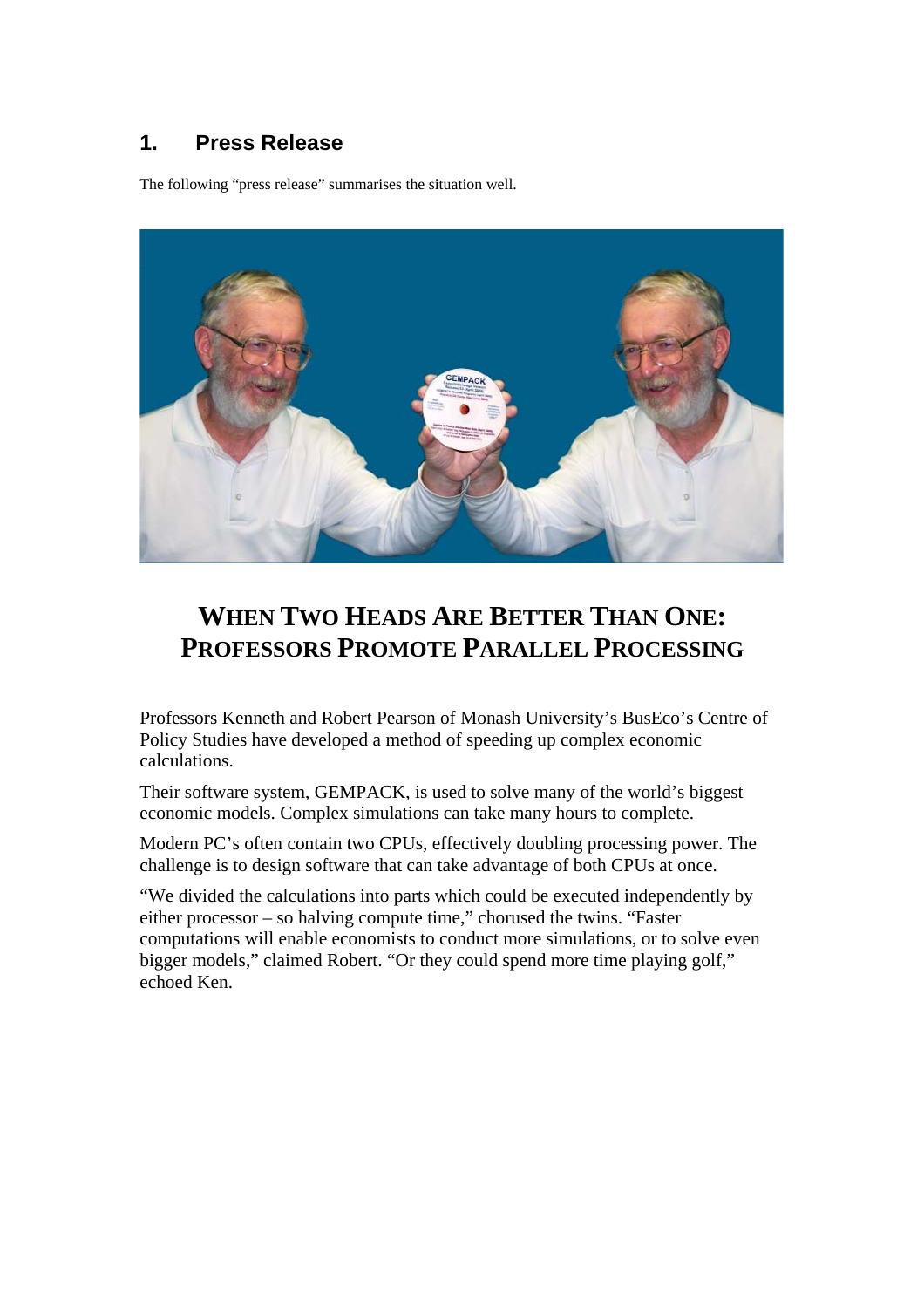## 1. Press Release

The following "press release" summarises the situation well.

# WHEN TWO HEADS ARE BETTER THAN ONE: PROFESSORS PROMOTE PARALLEL PROCESSING

Professors Kenneth and Robert Pearson of Monash University's BusEco's Centre of Policy Studies have developed a method of speeding up complex economic calculations.

Their software system, GEMPACK, is used to solve many of the world's biggest economic models. Complex simulations can take many hours to complete.

Modern PC's often contain two CPUs, effectively doubling processing power. The challenge is to design software that can take advantage of both CPUs at once.

"We divided the calculations into parts which could be executed independently by either processor – so halving compute time," chorused the twins. "Faster computations will enable economists to conduct more simulations, or to solve even bigger models," claimed Robert. "Or they could spend more time playing golf," echoed Ken.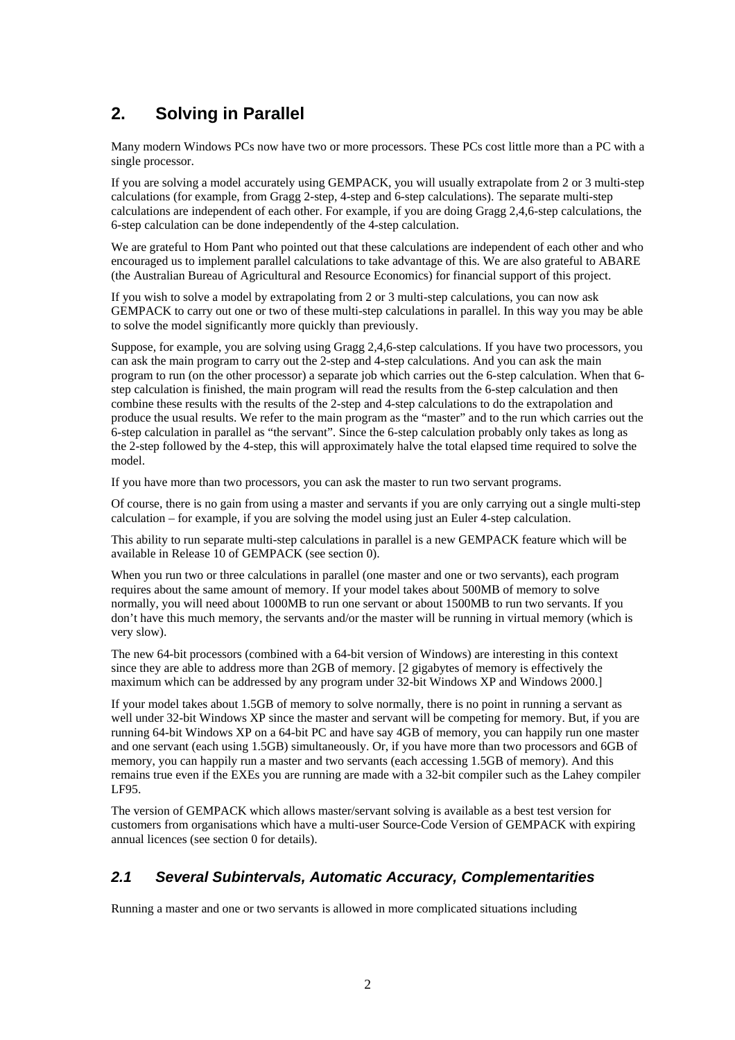# 2. Solving in Parallel

Many modern Windows PCs now have two or more processors. These PCs cost little more than a PC with a single processor.

If you are solving a model accurately using GEMPACK, you will usually extrapolate from 2 or 3 multi-step calculations (for example, from Gragg 2-step, 4-step and 6-step calculations). The separate multi-step calculations are independent of each other. For example, if you are doing Gragg 2,4,6-step calculations, the 6-step calculation can be done independently of the 4-step calculation.

We are grateful to Hom Pant who pointed out that these calculations are independent of each other and who encouraged us to implement parallel calculations to take advantage of this. We are also grateful to ABARE (the Australian Bureau of Agricultural and Resource Economics) for financial support of this project.

If you wish to solve a model by extrapolating from 2 or 3 multi-step calculations, you can now ask GEMPACK to carry out one or two of these multi-step calculations in parallel. In this way you may be able to solve the model significantly more quickly than previously.

Suppose, for example, you are solving using Gragg 2,4,6-step calculations. If you have two processors, you can ask the main program to carry out the 2-step and 4-step calculations. And you can ask the main program to run (on the other processor) a separate job which carries out the 6-step calculation. When that 6-step calculation is finished, the main program will read the results from the 6-step calculation and then combine these results with the results of the 2-step and 4-step calculations to do the extrapolation and produce the usual results. We refer to the main program as the "master" and to the run which carries out the 6-step calculation in parallel as "the servant". Since the 6-step calculation probably only takes as long as the 2-step followed by the 4-step, this will approximately halve the total elapsed time required to solve the model.

If you have more than two processors, you can ask the master to run two servant programs.

Of course, there is no gain from using a master and servants if you are only carrying out a single multi-step calculation – for example, if you are solving the model using just an Euler 4-step calculation.

This ability to run separate multi-step calculations in parallel is a new GEMPACK feature which will be available in Release 10 of GEMPACK (see section 0).

When you run two or three calculations in parallel (one master and one or two servants), each program requires about the same amount of memory. If your model takes about 500MB of memory to solve normally, you will need about 1000MB to run one servant or about 1500MB to run two servants. If you don't have this much memory, the servants and/or the master will be running in virtual memory (which is very slow).

The new 64-bit processors (combined with a 64-bit version of Windows) are interesting in this context since they are able to address more than 2GB of memory. [2 gigabytes of memory is effectively the maximum which can be addressed by any program under 32-bit Windows XP and Windows 2000.]

If your model takes about 1.5GB of memory to solve normally, there is no point in running a servant as well under 32-bit Windows XP since the master and servant will be competing for memory. But, if you are running 64-bit Windows XP on a 64-bit PC and have say 4GB of memory, you can happily run one master and one servant (each using 1.5GB) simultaneously. Or, if you have more than two processors and 6GB of memory, you can happily run a master and two servants (each accessing 1.5GB of memory). And this remains true even if the EXEs you are running are made with a 32-bit compiler such as the Lahey compiler LF95.

The version of GEMPACK which allows master/servant solving is available as a best test version for customers from organisations which have a multi-user Source-Code Version of GEMPACK with expiring annual licences (see section 0 for details).

## *2.1 Several Subintervals, Automatic Accuracy, Complementarities*

Running a master and one or two servants is allowed in more complicated situations including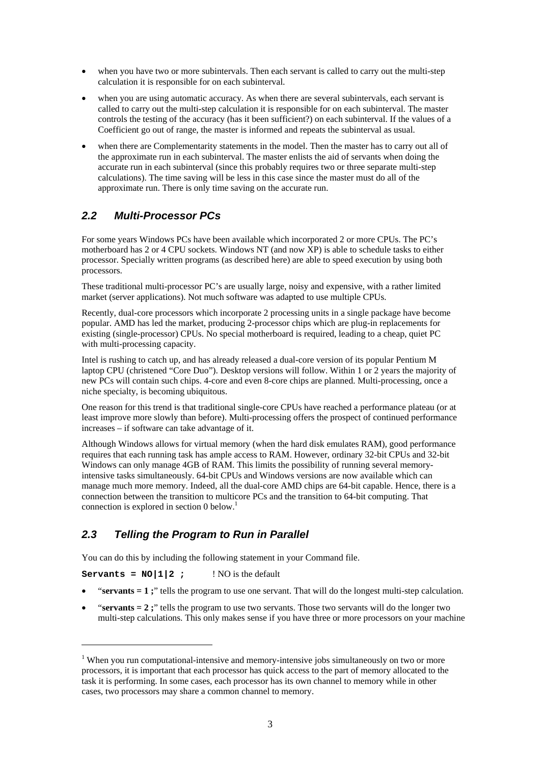- when you have two or more subintervals. Then each servant is called to carry out the multi-step calculation it is responsible for on each subinterval.
- when you are using automatic accuracy. As when there are several subintervals, each servant is called to carry out the multi-step calculation it is responsible for on each subinterval. The master controls the testing of the accuracy (has it been sufficient?) on each subinterval. If the values of a Coefficient go out of range, the master is informed and repeats the subinterval as usual.
- when there are Complementarity statements in the model. Then the master has to carry out all of the approximate run in each subinterval. The master enlists the aid of servants when doing the accurate run in each subinterval (since this probably requires two or three separate multi-step calculations). The time saving will be less in this case since the master must do all of the approximate run. There is only time saving on the accurate run.

## *2.2 Multi-Processor PCs*

For some years Windows PCs have been available which incorporated 2 or more CPUs. The PC's motherboard has 2 or 4 CPU sockets. Windows NT (and now XP) is able to schedule tasks to either processor. Specially written programs (as described here) are able to speed execution by using both processors.

These traditional multi-processor PC's are usually large, noisy and expensive, with a rather limited market (server applications). Not much software was adapted to use multiple CPUs.

Recently, dual-core processors which incorporate 2 processing units in a single package have become popular. AMD has led the market, producing 2-processor chips which are plug-in replacements for existing (single-processor) CPUs. No special motherboard is required, leading to a cheap, quiet PC with multi-processing capacity.

Intel is rushing to catch up, and has already released a dual-core version of its popular Pentium M laptop CPU (christened "Core Duo"). Desktop versions will follow. Within 1 or 2 years the majority of new PCs will contain such chips. 4-core and even 8-core chips are planned. Multi-processing, once a niche specialty, is becoming ubiquitous.

One reason for this trend is that traditional single-core CPUs have reached a performance plateau (or at least improve more slowly than before). Multi-processing offers the prospect of continued performance increases – if software can take advantage of it.

Although Windows allows for virtual memory (when the hard disk emulates RAM), good performance requires that each running task has ample access to RAM. However, ordinary 32-bit CPUs and 32-bit Windows can only manage 4GB of RAM. This limits the possibility of running several memory-intensive tasks simultaneously. 64-bit CPUs and Windows versions are now available which can manage much more memory. Indeed, all the dual-core AMD chips are 64-bit capable. Hence, there is a connection between the transition to multicore PCs and the transition to 64-bit computing. That connection is explored in section 0 below.[1]

## *2.3 Telling the Program to Run in Parallel*

You can do this by including the following statement in your Command file.

**`Servants = NO|1|2 ;`** ! NO is the default

- "**servants = 1 ;**" tells the program to use one servant. That will do the longest multi-step calculation.
- "**servants = 2 ;**" tells the program to use two servants. Those two servants will do the longer two multi-step calculations. This only makes sense if you have three or more processors on your machine

---

[1] When you run computational-intensive and memory-intensive jobs simultaneously on two or more processors, it is important that each processor has quick access to the part of memory allocated to the task it is performing. In some cases, each processor has its own channel to memory while in other cases, two processors may share a common channel to memory.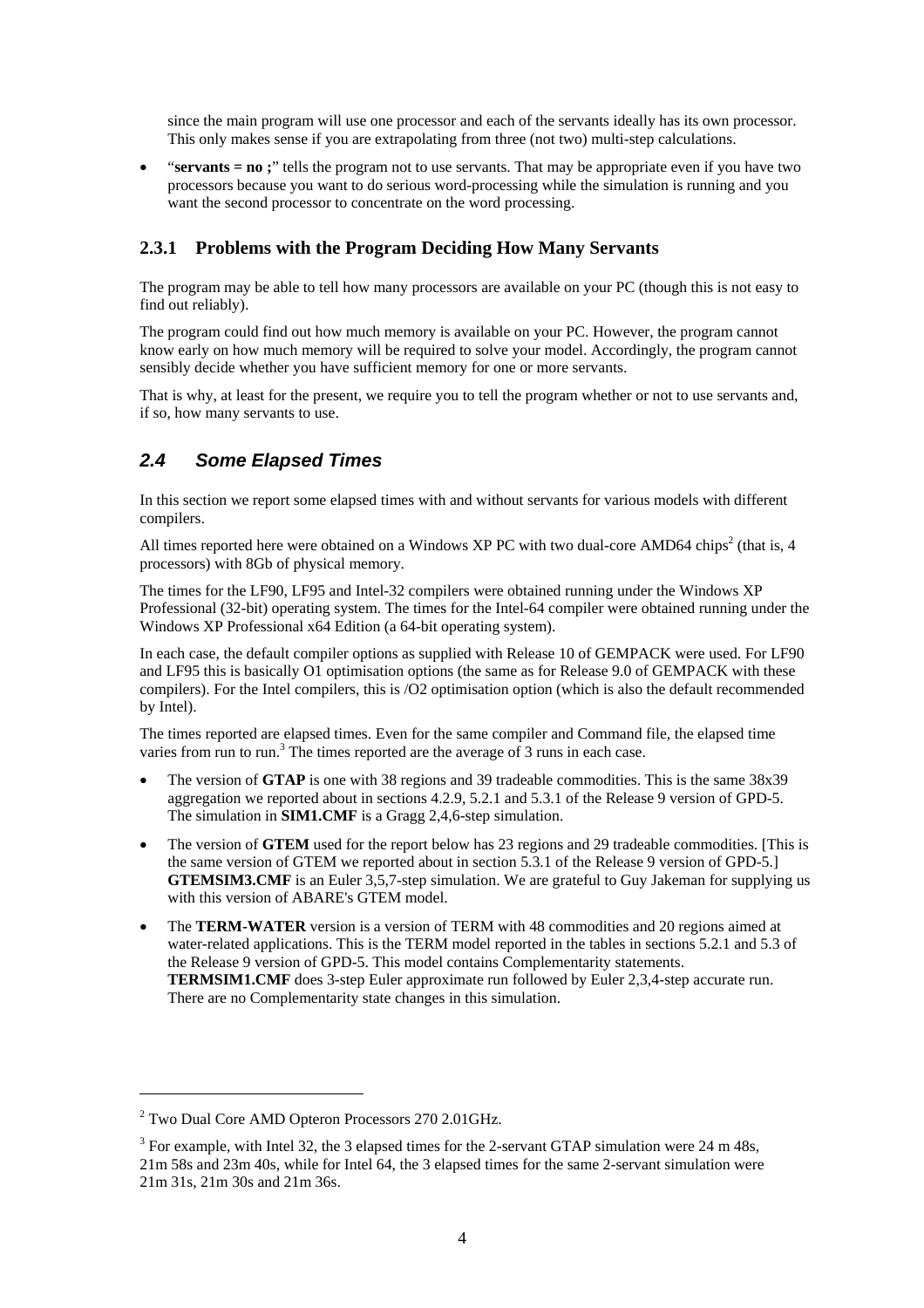since the main program will use one processor and each of the servants ideally has its own processor. This only makes sense if you are extrapolating from three (not two) multi-step calculations.

- "**servants = no ;**" tells the program not to use servants. That may be appropriate even if you have two processors because you want to do serious word-processing while the simulation is running and you want the second processor to concentrate on the word processing.

### 2.3.1 Problems with the Program Deciding How Many Servants

The program may be able to tell how many processors are available on your PC (though this is not easy to find out reliably).

The program could find out how much memory is available on your PC. However, the program cannot know early on how much memory will be required to solve your model. Accordingly, the program cannot sensibly decide whether you have sufficient memory for one or more servants.

That is why, at least for the present, we require you to tell the program whether or not to use servants and, if so, how many servants to use.

## *2.4 Some Elapsed Times*

In this section we report some elapsed times with and without servants for various models with different compilers.

All times reported here were obtained on a Windows XP PC with two dual-core AMD64 chips[2] (that is, 4 processors) with 8Gb of physical memory.

The times for the LF90, LF95 and Intel-32 compilers were obtained running under the Windows XP Professional (32-bit) operating system. The times for the Intel-64 compiler were obtained running under the Windows XP Professional x64 Edition (a 64-bit operating system).

In each case, the default compiler options as supplied with Release 10 of GEMPACK were used. For LF90 and LF95 this is basically O1 optimisation options (the same as for Release 9.0 of GEMPACK with these compilers). For the Intel compilers, this is /O2 optimisation option (which is also the default recommended by Intel).

The times reported are elapsed times. Even for the same compiler and Command file, the elapsed time varies from run to run.[3] The times reported are the average of 3 runs in each case.

- The version of **GTAP** is one with 38 regions and 39 tradeable commodities. This is the same 38x39 aggregation we reported about in sections 4.2.9, 5.2.1 and 5.3.1 of the Release 9 version of GPD-5. The simulation in **SIM1.CMF** is a Gragg 2,4,6-step simulation.
- The version of **GTEM** used for the report below has 23 regions and 29 tradeable commodities. [This is the same version of GTEM we reported about in section 5.3.1 of the Release 9 version of GPD-5.] **GTEMSIM3.CMF** is an Euler 3,5,7-step simulation. We are grateful to Guy Jakeman for supplying us with this version of ABARE's GTEM model.
- The **TERM-WATER** version is a version of TERM with 48 commodities and 20 regions aimed at water-related applications. This is the TERM model reported in the tables in sections 5.2.1 and 5.3 of the Release 9 version of GPD-5. This model contains Complementarity statements. **TERMSIM1.CMF** does 3-step Euler approximate run followed by Euler 2,3,4-step accurate run. There are no Complementarity state changes in this simulation.

---

[2] Two Dual Core AMD Opteron Processors 270 2.01GHz.

[3] For example, with Intel 32, the 3 elapsed times for the 2-servant GTAP simulation were 24 m 48s, 21m 58s and 23m 40s, while for Intel 64, the 3 elapsed times for the same 2-servant simulation were 21m 31s, 21m 30s and 21m 36s.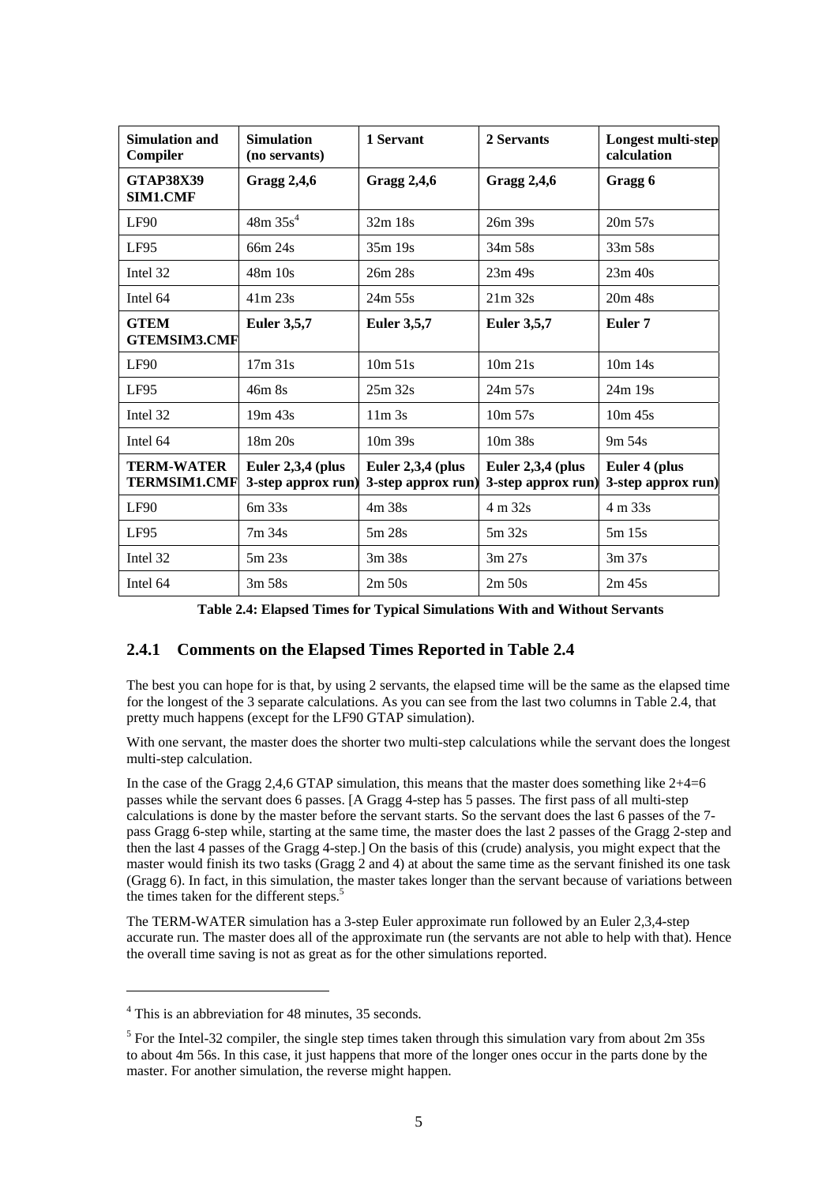| Simulation and Compiler | Simulation (no servants) | 1 Servant | 2 Servants | Longest multi-step calculation |
|---|---|---|---|---|
| **GTAP38X39 SIM1.CMF** | **Gragg 2,4,6** | **Gragg 2,4,6** | **Gragg 2,4,6** | **Gragg 6** |
| LF90 | 48m 35s[4] | 32m 18s | 26m 39s | 20m 57s |
| LF95 | 66m 24s | 35m 19s | 34m 58s | 33m 58s |
| Intel 32 | 48m 10s | 26m 28s | 23m 49s | 23m 40s |
| Intel 64 | 41m 23s | 24m 55s | 21m 32s | 20m 48s |
| **GTEM GTEMSIM3.CMF** | **Euler 3,5,7** | **Euler 3,5,7** | **Euler 3,5,7** | **Euler 7** |
| LF90 | 17m 31s | 10m 51s | 10m 21s | 10m 14s |
| LF95 | 46m 8s | 25m 32s | 24m 57s | 24m 19s |
| Intel 32 | 19m 43s | 11m 3s | 10m 57s | 10m 45s |
| Intel 64 | 18m 20s | 10m 39s | 10m 38s | 9m 54s |
| **TERM-WATER TERMSIM1.CMF** | **Euler 2,3,4 (plus 3-step approx run)** | **Euler 2,3,4 (plus 3-step approx run)** | **Euler 2,3,4 (plus 3-step approx run)** | **Euler 4 (plus 3-step approx run)** |
| LF90 | 6m 33s | 4m 38s | 4 m 32s | 4 m 33s |
| LF95 | 7m 34s | 5m 28s | 5m 32s | 5m 15s |
| Intel 32 | 5m 23s | 3m 38s | 3m 27s | 3m 37s |
| Intel 64 | 3m 58s | 2m 50s | 2m 50s | 2m 45s |

**Table 2.4: Elapsed Times for Typical Simulations With and Without Servants**

### 2.4.1 Comments on the Elapsed Times Reported in Table 2.4

The best you can hope for is that, by using 2 servants, the elapsed time will be the same as the elapsed time for the longest of the 3 separate calculations. As you can see from the last two columns in Table 2.4, that pretty much happens (except for the LF90 GTAP simulation).

With one servant, the master does the shorter two multi-step calculations while the servant does the longest multi-step calculation.

In the case of the Gragg 2,4,6 GTAP simulation, this means that the master does something like 2+4=6 passes while the servant does 6 passes. [A Gragg 4-step has 5 passes. The first pass of all multi-step calculations is done by the master before the servant starts. So the servant does the last 6 passes of the 7-pass Gragg 6-step while, starting at the same time, the master does the last 2 passes of the Gragg 2-step and then the last 4 passes of the Gragg 4-step.] On the basis of this (crude) analysis, you might expect that the master would finish its two tasks (Gragg 2 and 4) at about the same time as the servant finished its one task (Gragg 6). In fact, in this simulation, the master takes longer than the servant because of variations between the times taken for the different steps.[5]

The TERM-WATER simulation has a 3-step Euler approximate run followed by an Euler 2,3,4-step accurate run. The master does all of the approximate run (the servants are not able to help with that). Hence the overall time saving is not as great as for the other simulations reported.

---

[4] This is an abbreviation for 48 minutes, 35 seconds.

[5] For the Intel-32 compiler, the single step times taken through this simulation vary from about 2m 35s to about 4m 56s. In this case, it just happens that more of the longer ones occur in the parts done by the master. For another simulation, the reverse might happen.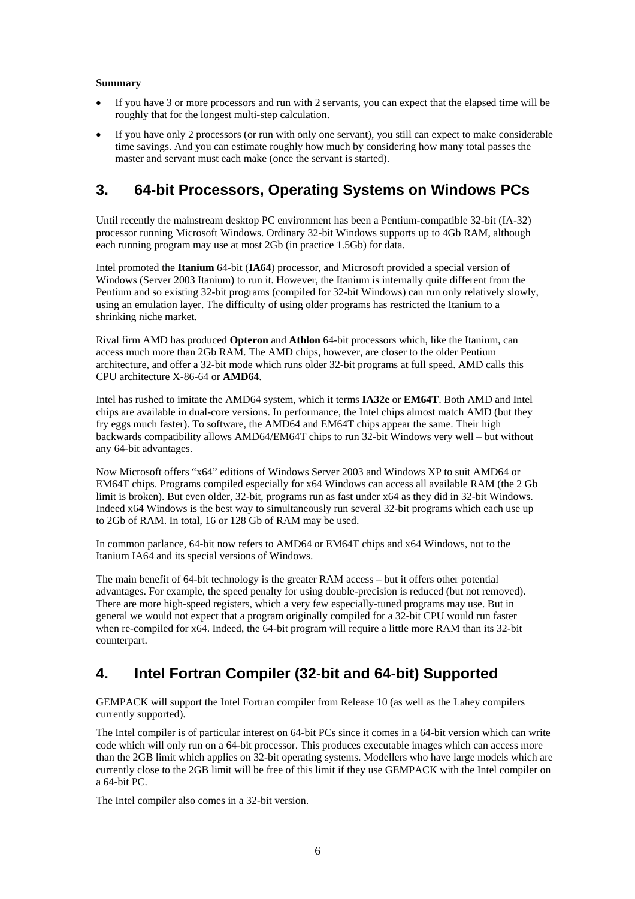**Summary**

- If you have 3 or more processors and run with 2 servants, you can expect that the elapsed time will be roughly that for the longest multi-step calculation.
- If you have only 2 processors (or run with only one servant), you still can expect to make considerable time savings. And you can estimate roughly how much by considering how many total passes the master and servant must each make (once the servant is started).

## 3. 64-bit Processors, Operating Systems on Windows PCs

Until recently the mainstream desktop PC environment has been a Pentium-compatible 32-bit (IA-32) processor running Microsoft Windows. Ordinary 32-bit Windows supports up to 4Gb RAM, although each running program may use at most 2Gb (in practice 1.5Gb) for data.

Intel promoted the **Itanium** 64-bit (**IA64**) processor, and Microsoft provided a special version of Windows (Server 2003 Itanium) to run it. However, the Itanium is internally quite different from the Pentium and so existing 32-bit programs (compiled for 32-bit Windows) can run only relatively slowly, using an emulation layer. The difficulty of using older programs has restricted the Itanium to a shrinking niche market.

Rival firm AMD has produced **Opteron** and **Athlon** 64-bit processors which, like the Itanium, can access much more than 2Gb RAM. The AMD chips, however, are closer to the older Pentium architecture, and offer a 32-bit mode which runs older 32-bit programs at full speed. AMD calls this CPU architecture X-86-64 or **AMD64**.

Intel has rushed to imitate the AMD64 system, which it terms **IA32e** or **EM64T**. Both AMD and Intel chips are available in dual-core versions. In performance, the Intel chips almost match AMD (but they fry eggs much faster). To software, the AMD64 and EM64T chips appear the same. Their high backwards compatibility allows AMD64/EM64T chips to run 32-bit Windows very well – but without any 64-bit advantages.

Now Microsoft offers "x64" editions of Windows Server 2003 and Windows XP to suit AMD64 or EM64T chips. Programs compiled especially for x64 Windows can access all available RAM (the 2 Gb limit is broken). But even older, 32-bit, programs run as fast under x64 as they did in 32-bit Windows. Indeed x64 Windows is the best way to simultaneously run several 32-bit programs which each use up to 2Gb of RAM. In total, 16 or 128 Gb of RAM may be used.

In common parlance, 64-bit now refers to AMD64 or EM64T chips and x64 Windows, not to the Itanium IA64 and its special versions of Windows.

The main benefit of 64-bit technology is the greater RAM access – but it offers other potential advantages. For example, the speed penalty for using double-precision is reduced (but not removed). There are more high-speed registers, which a very few especially-tuned programs may use. But in general we would not expect that a program originally compiled for a 32-bit CPU would run faster when re-compiled for x64. Indeed, the 64-bit program will require a little more RAM than its 32-bit counterpart.

## 4. Intel Fortran Compiler (32-bit and 64-bit) Supported

GEMPACK will support the Intel Fortran compiler from Release 10 (as well as the Lahey compilers currently supported).

The Intel compiler is of particular interest on 64-bit PCs since it comes in a 64-bit version which can write code which will only run on a 64-bit processor. This produces executable images which can access more than the 2GB limit which applies on 32-bit operating systems. Modellers who have large models which are currently close to the 2GB limit will be free of this limit if they use GEMPACK with the Intel compiler on a 64-bit PC.

The Intel compiler also comes in a 32-bit version.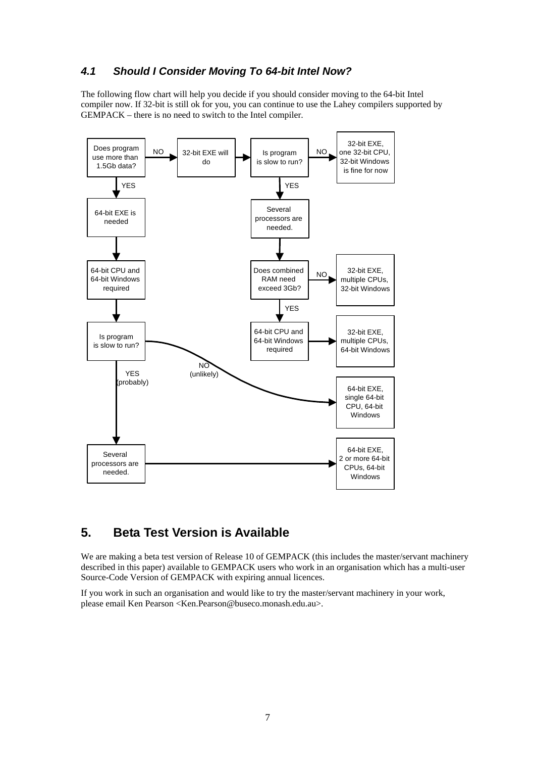### *4.1 Should I Consider Moving To 64-bit Intel Now?*

The following flow chart will help you decide if you should consider moving to the 64-bit Intel compiler now. If 32-bit is still ok for you, you can continue to use the Lahey compilers supported by GEMPACK – there is no need to switch to the Intel compiler.

Does program use more than 1.5Gb data?

NO

32-bit EXE will do

Is program is slow to run?

NO

32-bit EXE, one 32-bit CPU, 32-bit Windows is fine for now

YES

YES

64-bit EXE is needed

Several processors are needed.

64-bit CPU and 64-bit Windows required

Does combined RAM need exceed 3Gb?

NO

32-bit EXE, multiple CPUs, 32-bit Windows

YES

Is program is slow to run?

64-bit CPU and 64-bit Windows required

32-bit EXE, multiple CPUs, 64-bit Windows

NO (unlikely)

YES (probably)

64-bit EXE, single 64-bit CPU, 64-bit Windows

Several processors are needed.

64-bit EXE, 2 or more 64-bit CPUs, 64-bit Windows

## 5. Beta Test Version is Available

We are making a beta test version of Release 10 of GEMPACK (this includes the master/servant machinery described in this paper) available to GEMPACK users who work in an organisation which has a multi-user Source-Code Version of GEMPACK with expiring annual licences.

If you work in such an organisation and would like to try the master/servant machinery in your work, please email Ken Pearson <Ken.Pearson@buseco.monash.edu.au>.